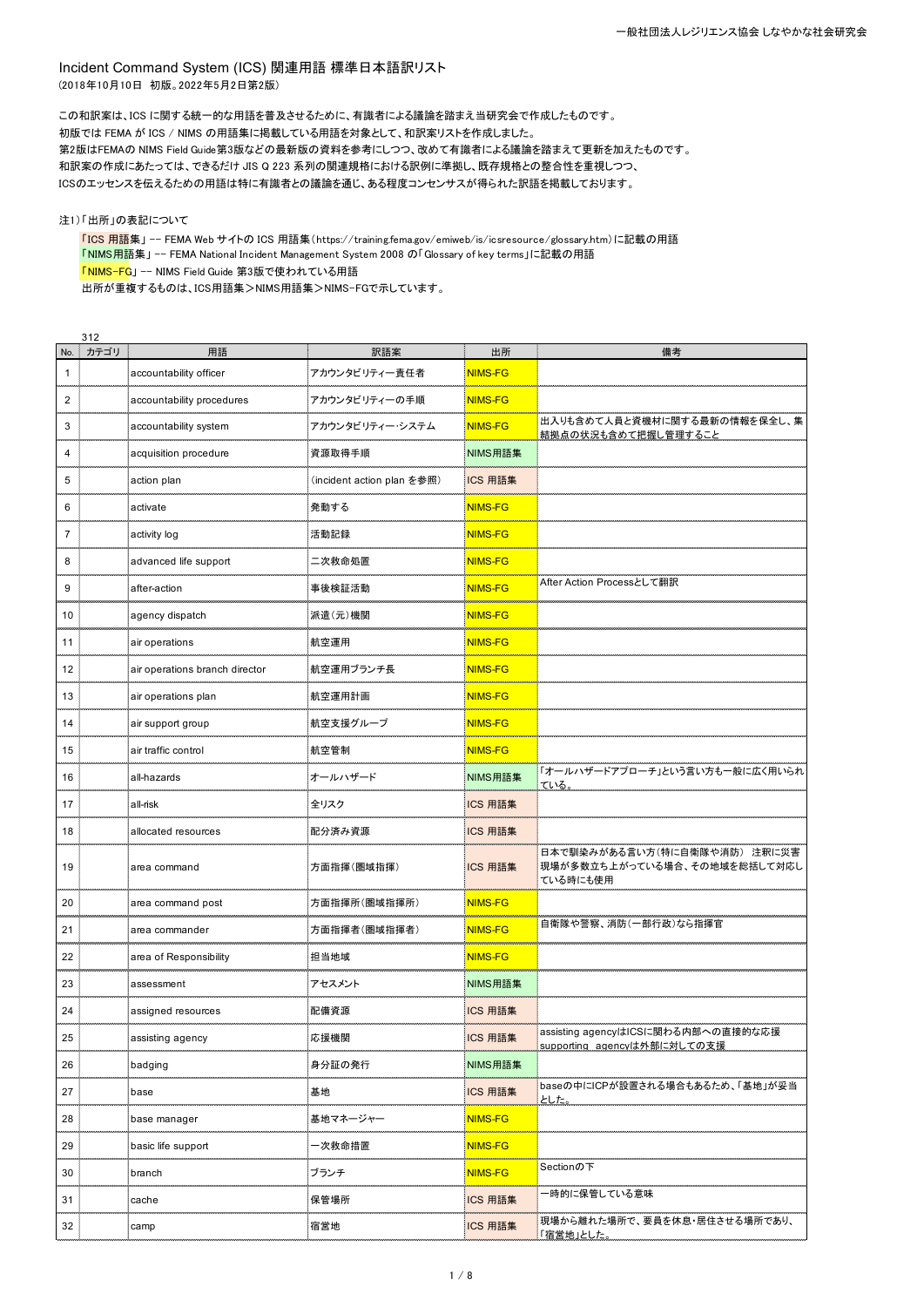一般社団法人レジリエンス協会 しなやかな社会研究会

# Incident Command System (ICS) 関連用語 標準日本語訳リスト

(2018年10月10日 初版。2022年5月2日第2版)

この和訳案は、ICS に関する統一的な用語を普及させるために、有識者による議論を踏まえ当研究会で作成したものです。
初版では FEMA が ICS / NIMS の用語集に掲載している用語を対象として、和訳案リストを作成しました。
第2版はFEMAの NIMS Field Guide第3版などの最新版の資料を参考にしつつ、改めて有識者による議論を踏まえて更新を加えたものです。
和訳案の作成にあたっては、できるだけ JIS Q 223 系列の関連規格における訳例に準拠し、既存規格との整合性を重視しつつ、
ICSのエッセンスを伝えるための用語は特に有識者との議論を通じ、ある程度コンセンサスが得られた訳語を掲載しております。

注1)「出所」の表記について

「ICS 用語集」-- FEMA Web サイトの ICS 用語集(https://training.fema.gov/emiweb/is/icsresource/glossary.htm)に記載の用語
「NIMS用語集」-- FEMA National Incident Management System 2008 の「Glossary of key terms」に記載の用語
「NIMS-FG」-- NIMS Field Guide 第3版で使われている用語
出所が重複するものは、ICS用語集>NIMS用語集>NIMS-FGで示しています。

312

| No. | カテゴリ | 用語 | 訳語案 | 出所 | 備考 |
|---|---|---|---|---|---|
| 1 | | accountability officer | アカウンタビリティー責任者 | NIMS-FG | |
| 2 | | accountability procedures | アカウンタビリティーの手順 | NIMS-FG | |
| 3 | | accountability system | アカウンタビリティー·システム | NIMS-FG | 出入りも含めて人員と資機材に関する最新の情報を保全し、集結拠点の状況も含めて把握し管理すること |
| 4 | | acquisition procedure | 資源取得手順 | NIMS用語集 | |
| 5 | | action plan | (incident action plan を参照) | ICS 用語集 | |
| 6 | | activate | 発動する | NIMS-FG | |
| 7 | | activity log | 活動記録 | NIMS-FG | |
| 8 | | advanced life support | 二次救命処置 | NIMS-FG | |
| 9 | | after-action | 事後検証活動 | NIMS-FG | After Action Processとして翻訳 |
| 10 | | agency dispatch | 派遣(元)機関 | NIMS-FG | |
| 11 | | air operations | 航空運用 | NIMS-FG | |
| 12 | | air operations branch director | 航空運用ブランチ長 | NIMS-FG | |
| 13 | | air operations plan | 航空運用計画 | NIMS-FG | |
| 14 | | air support group | 航空支援グループ | NIMS-FG | |
| 15 | | air traffic control | 航空管制 | NIMS-FG | |
| 16 | | all-hazards | オールハザード | NIMS用語集 | 「オールハザードアプローチ」という言い方も一般に広く用いられている。 |
| 17 | | all-risk | 全リスク | ICS 用語集 | |
| 18 | | allocated resources | 配分済み資源 | ICS 用語集 | |
| 19 | | area command | 方面指揮(圏域指揮) | ICS 用語集 | 日本で馴染みがある言い方(特に自衛隊や消防) 注釈に災害現場が多数立ち上がっている場合、その地域を総括して対応している時にも使用 |
| 20 | | area command post | 方面指揮所(圏域指揮所) | NIMS-FG | |
| 21 | | area commander | 方面指揮者(圏域指揮者) | NIMS-FG | 自衛隊や警察、消防(一部行政)なら指揮官 |
| 22 | | area of Responsibility | 担当地域 | NIMS-FG | |
| 23 | | assessment | アセスメント | NIMS用語集 | |
| 24 | | assigned resources | 配備資源 | ICS 用語集 | |
| 25 | | assisting agency | 応援機関 | ICS 用語集 | assisting agencyはICSに関わる内部への直接的な応援 supporting agencyは外部に対しての支援 |
| 26 | | badging | 身分証の発行 | NIMS用語集 | |
| 27 | | base | 基地 | ICS 用語集 | baseの中にICPが設置される場合もあるため、「基地」が妥当とした。 |
| 28 | | base manager | 基地マネージャー | NIMS-FG | |
| 29 | | basic life support | 一次救命措置 | NIMS-FG | |
| 30 | | branch | ブランチ | NIMS-FG | Sectionの下 |
| 31 | | cache | 保管場所 | ICS 用語集 | 一時的に保管している意味 |
| 32 | | camp | 宿営地 | ICS 用語集 | 現場から離れた場所で、要員を休息・居住させる場所であり、「宿営地」とした。 |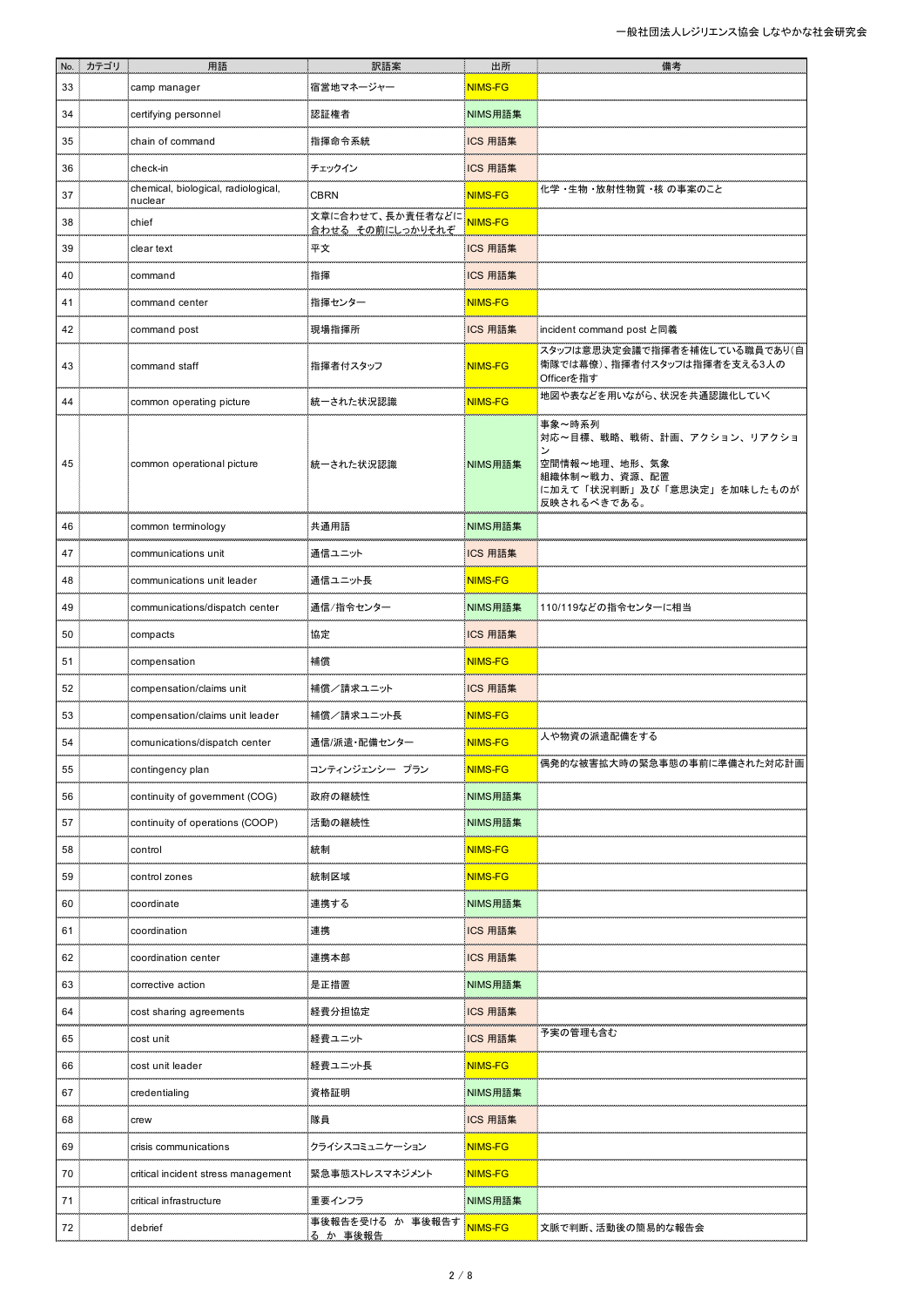| No. | カテゴリ | 用語 | 訳語案 | 出所 | 備考 |
|---|---|---|---|---|---|
| 33 | | camp manager | 宿営地マネージャー | NIMS-FG | |
| 34 | | certifying personnel | 認証権者 | NIMS用語集 | |
| 35 | | chain of command | 指揮命令系統 | ICS 用語集 | |
| 36 | | check-in | チェックイン | ICS 用語集 | |
| 37 | | chemical, biological, radiological, nuclear | CBRN | NIMS-FG | 化学・生物・放射性物質・核 の事案のこと |
| 38 | | chief | 文章に合わせて、長か責任者などに合わせる その前にしっかりそれぞ | NIMS-FG | |
| 39 | | clear text | 平文 | ICS 用語集 | |
| 40 | | command | 指揮 | ICS 用語集 | |
| 41 | | command center | 指揮センター | NIMS-FG | |
| 42 | | command post | 現場指揮所 | ICS 用語集 | incident command post と同義 |
| 43 | | command staff | 指揮者付スタッフ | NIMS-FG | スタッフは意思決定会議で指揮者を補佐している職員であり(自衛隊では幕僚)、指揮者付スタッフは指揮者を支える3人のOfficerを指す |
| 44 | | common operating picture | 統一された状況認識 | NIMS-FG | 地図や表などを用いながら、状況を共通認識化していく |
| 45 | | common operational picture | 統一された状況認識 | NIMS用語集 | 事象～時系列<br>対応～目標、戦略、戦術、計画、アクション、リアクション<br>空間情報～地理、地形、気象<br>組織体制～戦力、資源、配置<br>に加えて「状況判断」及び「意思決定」を加味したものが反映されるべきである。 |
| 46 | | common terminology | 共通用語 | NIMS用語集 | |
| 47 | | communications unit | 通信ユニット | ICS 用語集 | |
| 48 | | communications unit leader | 通信ユニット長 | NIMS-FG | |
| 49 | | communications/dispatch center | 通信/指令センター | NIMS用語集 | 110/119などの指令センターに相当 |
| 50 | | compacts | 協定 | ICS 用語集 | |
| 51 | | compensation | 補償 | NIMS-FG | |
| 52 | | compensation/claims unit | 補償／請求ユニット | ICS 用語集 | |
| 53 | | compensation/claims unit leader | 補償／請求ユニット長 | NIMS-FG | |
| 54 | | comunications/dispatch center | 通信/派遣・配備センター | NIMS-FG | 人や物資の派遣配備をする |
| 55 | | contingency plan | コンティンジェンシー プラン | NIMS-FG | 偶発的な被害拡大時の緊急事態の事前に準備された対応計画 |
| 56 | | continuity of government (COG) | 政府の継続性 | NIMS用語集 | |
| 57 | | continuity of operations (COOP) | 活動の継続性 | NIMS用語集 | |
| 58 | | control | 統制 | NIMS-FG | |
| 59 | | control zones | 統制区域 | NIMS-FG | |
| 60 | | coordinate | 連携する | NIMS用語集 | |
| 61 | | coordination | 連携 | ICS 用語集 | |
| 62 | | coordination center | 連携本部 | ICS 用語集 | |
| 63 | | corrective action | 是正措置 | NIMS用語集 | |
| 64 | | cost sharing agreements | 経費分担協定 | ICS 用語集 | |
| 65 | | cost unit | 経費ユニット | ICS 用語集 | 予実の管理も含む |
| 66 | | cost unit leader | 経費ユニット長 | NIMS-FG | |
| 67 | | credentialing | 資格証明 | NIMS用語集 | |
| 68 | | crew | 隊員 | ICS 用語集 | |
| 69 | | crisis communications | クライシスコミュニケーション | NIMS-FG | |
| 70 | | critical incident stress management | 緊急事態ストレスマネジメント | NIMS-FG | |
| 71 | | critical infrastructure | 重要インフラ | NIMS用語集 | |
| 72 | | debrief | 事後報告を受ける か 事後報告する か 事後報告 | NIMS-FG | 文脈で判断、活動後の簡易的な報告会 |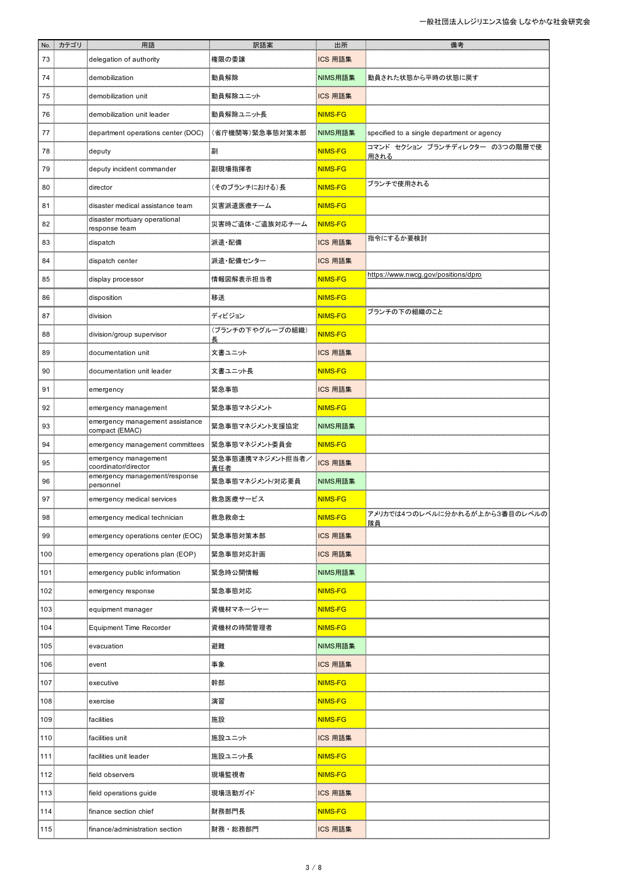| No. | カテゴリ | 用語 | 訳語案 | 出所 | 備考 |
|---|---|---|---|---|---|
| 73 | | delegation of authority | 権限の委譲 | ICS 用語集 | |
| 74 | | demobilization | 動員解除 | NIMS用語集 | 動員された状態から平時の状態に戻す |
| 75 | | demobilization unit | 動員解除ユニット | ICS 用語集 | |
| 76 | | demobilization unit leader | 動員解除ユニット長 | NIMS-FG | |
| 77 | | department operations center (DOC) | （省庁機関等）緊急事態対策本部 | NIMS用語集 | specified to a single department or agency |
| 78 | | deputy | 副 | NIMS-FG | コマンド　セクション　ブランチディレクター　の3つの階層で使用される |
| 79 | | deputy incident commander | 副現場指揮者 | NIMS-FG | |
| 80 | | director | （そのブランチにおける）長 | NIMS-FG | ブランチで使用される |
| 81 | | disaster medical assistance team | 災害派遣医療チーム | NIMS-FG | |
| 82 | | disaster mortuary operational response team | 災害時ご遺体・ご遺族対応チーム | NIMS-FG | |
| 83 | | dispatch | 派遣・配備 | ICS 用語集 | 指令にするか要検討 |
| 84 | | dispatch center | 派遣・配備センター | ICS 用語集 | |
| 85 | | display processor | 情報図解表示担当者 | NIMS-FG | https://www.nwcg.gov/positions/dpro |
| 86 | | disposition | 移送 | NIMS-FG | |
| 87 | | division | ディビジョン | NIMS-FG | ブランチの下の組織のこと |
| 88 | | division/group supervisor | （ブランチの下やグループの組織）長 | NIMS-FG | |
| 89 | | documentation unit | 文書ユニット | ICS 用語集 | |
| 90 | | documentation unit leader | 文書ユニット長 | NIMS-FG | |
| 91 | | emergency | 緊急事態 | ICS 用語集 | |
| 92 | | emergency management | 緊急事態マネジメント | NIMS-FG | |
| 93 | | emergency management assistance compact (EMAC) | 緊急事態マネジメント支援協定 | NIMS用語集 | |
| 94 | | emergency management committees | 緊急事態マネジメント委員会 | NIMS-FG | |
| 95 | | emergency management coordinator/director | 緊急事態連携マネジメント担当者／責任者 | ICS 用語集 | |
| 96 | | emergency management/response personnel | 緊急事態マネジメント/対応要員 | NIMS用語集 | |
| 97 | | emergency medical services | 救急医療サービス | NIMS-FG | |
| 98 | | emergency medical technician | 救急救命士 | NIMS-FG | アメリカでは4つのレベルに分かれるが上から3番目のレベルの隊員 |
| 99 | | emergency operations center (EOC) | 緊急事態対策本部 | ICS 用語集 | |
| 100 | | emergency operations plan (EOP) | 緊急事態対応計画 | ICS 用語集 | |
| 101 | | emergency public information | 緊急時公開情報 | NIMS用語集 | |
| 102 | | emergency response | 緊急事態対応 | NIMS-FG | |
| 103 | | equipment manager | 資機材マネージャー | NIMS-FG | |
| 104 | | Equipment Time Recorder | 資機材の時間管理者 | NIMS-FG | |
| 105 | | evacuation | 避難 | NIMS用語集 | |
| 106 | | event | 事象 | ICS 用語集 | |
| 107 | | executive | 幹部 | NIMS-FG | |
| 108 | | exercise | 演習 | NIMS-FG | |
| 109 | | facilities | 施設 | NIMS-FG | |
| 110 | | facilities unit | 施設ユニット | ICS 用語集 | |
| 111 | | facilities unit leader | 施設ユニット長 | NIMS-FG | |
| 112 | | field observers | 現場監視者 | NIMS-FG | |
| 113 | | field operations guide | 現場活動ガイド | ICS 用語集 | |
| 114 | | finance section chief | 財務部門長 | NIMS-FG | |
| 115 | | finance/administration section | 財務・総務部門 | ICS 用語集 | |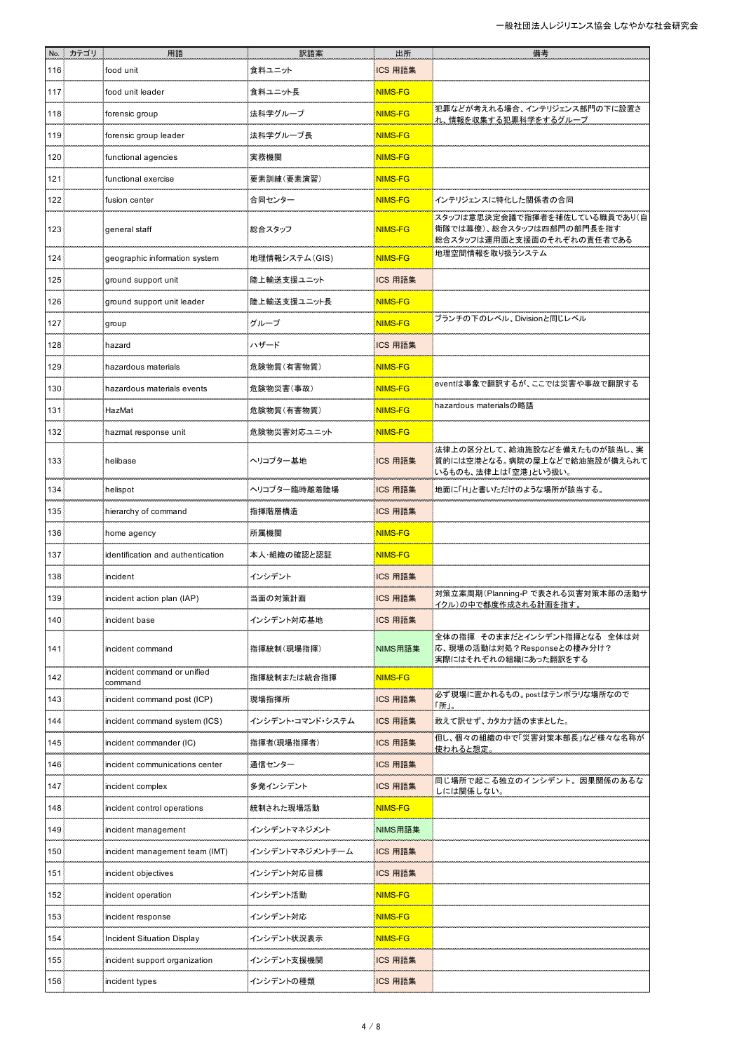| No. | カテゴリ | 用語 | 訳語案 | 出所 | 備考 |
|---|---|---|---|---|---|
| 116 | | food unit | 食料ユニット | ICS 用語集 | |
| 117 | | food unit leader | 食料ユニット長 | NIMS-FG | |
| 118 | | forensic group | 法科学グループ | NIMS-FG | 犯罪などが考えれる場合、インテリジェンス部門の下に設置され、情報を収集する犯罪科学をするグループ |
| 119 | | forensic group leader | 法科学グループ長 | NIMS-FG | |
| 120 | | functional agencies | 実務機関 | NIMS-FG | |
| 121 | | functional exercise | 要素訓練（要素演習） | NIMS-FG | |
| 122 | | fusion center | 合同センター | NIMS-FG | インテリジェンスに特化した関係者の合同 |
| 123 | | general staff | 総合スタッフ | NIMS-FG | スタッフは意思決定会議で指揮者を補佐している職員であり(自衛隊では幕僚)、総合スタッフは四部門の部門長を指す<br>総合スタッフは運用面と支援面のそれぞれの責任者である |
| 124 | | geographic information system | 地理情報システム（GIS） | NIMS-FG | 地理空間情報を取り扱うシステム |
| 125 | | ground support unit | 陸上輸送支援ユニット | ICS 用語集 | |
| 126 | | ground support unit leader | 陸上輸送支援ユニット長 | NIMS-FG | |
| 127 | | group | グループ | NIMS-FG | ブランチの下のレベル、Divisionと同じレベル |
| 128 | | hazard | ハザード | ICS 用語集 | |
| 129 | | hazardous materials | 危険物質（有害物質） | NIMS-FG | |
| 130 | | hazardous materials events | 危険物災害（事故） | NIMS-FG | eventは事象で翻訳するが、ここでは災害や事故で翻訳する |
| 131 | | HazMat | 危険物質（有害物質） | NIMS-FG | hazardous materialsの略語 |
| 132 | | hazmat response unit | 危険物災害対応ユニット | NIMS-FG | |
| 133 | | helibase | ヘリコプター基地 | ICS 用語集 | 法律上の区分として、給油施設などを備えたものが該当し、実質的には空港となる。病院の屋上などで給油施設が備えられているものも、法律上は「空港」という扱い。 |
| 134 | | helispot | ヘリコプター臨時離着陸場 | ICS 用語集 | 地面に「H」と書いただけのような場所が該当する。 |
| 135 | | hierarchy of command | 指揮階層構造 | ICS 用語集 | |
| 136 | | home agency | 所属機関 | NIMS-FG | |
| 137 | | identification and authentication | 本人・組織の確認と認証 | NIMS-FG | |
| 138 | | incident | インシデント | ICS 用語集 | |
| 139 | | incident action plan (IAP) | 当面の対策計画 | ICS 用語集 | 対策立案周期（Planning-P で表される災害対策本部の活動サイクル）の中で都度作成される計画を指す。 |
| 140 | | incident base | インシデント対応基地 | ICS 用語集 | |
| 141 | | incident command | 指揮統制（現場指揮） | NIMS用語集 | 全体の指揮　そのままだとインシデント指揮となる　全体は対応、現場の活動は対処？Responseとの棲み分け？<br>実際にはそれぞれの組織にあった翻訳をする |
| 142 | | incident command or unified command | 指揮統制または統合指揮 | NIMS-FG | |
| 143 | | incident command post (ICP) | 現場指揮所 | ICS 用語集 | 必ず現場に置かれるもの。postはテンポラリな場所なので「所」。 |
| 144 | | incident command system (ICS) | インシデント・コマンド・システム | ICS 用語集 | 敢えて訳せず、カタカナ語のままとした。 |
| 145 | | incident commander (IC) | 指揮者(現場指揮者) | ICS 用語集 | 但し、個々の組織の中で「災害対策本部長」など様々な名称が使われると想定。 |
| 146 | | incident communications center | 通信センター | ICS 用語集 | |
| 147 | | incident complex | 多発インシデント | ICS 用語集 | 同じ場所で起こる独立のインシデント。因果関係のあるなしには関係しない。 |
| 148 | | incident control operations | 統制された現場活動 | NIMS-FG | |
| 149 | | incident management | インシデントマネジメント | NIMS用語集 | |
| 150 | | incident management team (IMT) | インシデントマネジメントチーム | ICS 用語集 | |
| 151 | | incident objectives | インシデント対応目標 | ICS 用語集 | |
| 152 | | incident operation | インシデント活動 | NIMS-FG | |
| 153 | | incident response | インシデント対応 | NIMS-FG | |
| 154 | | Incident Situation Display | インシデント状況表示 | NIMS-FG | |
| 155 | | incident support organization | インシデント支援機関 | ICS 用語集 | |
| 156 | | incident types | インシデントの種類 | ICS 用語集 | |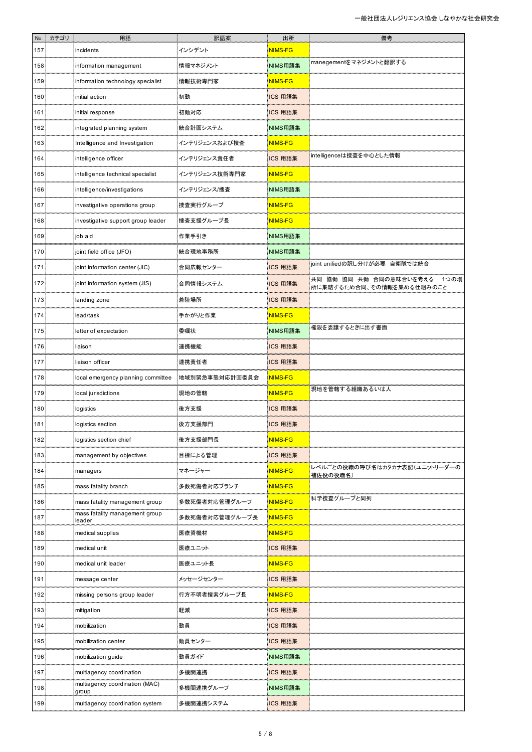| No. | カテゴリ | 用語 | 訳語案 | 出所 | 備考 |
|---|---|---|---|---|---|
| 157 | | incidents | インシデント | NIMS-FG | |
| 158 | | information management | 情報マネジメント | NIMS用語集 | manegementをマネジメントと翻訳する |
| 159 | | information technology specialist | 情報技術専門家 | NIMS-FG | |
| 160 | | initial action | 初動 | ICS 用語集 | |
| 161 | | initial response | 初動対応 | ICS 用語集 | |
| 162 | | integrated planning system | 統合計画システム | NIMS用語集 | |
| 163 | | Intelligence and Investigation | インテリジェンスおよび捜査 | NIMS-FG | |
| 164 | | intelligence officer | インテリジェンス責任者 | ICS 用語集 | intelligenceは捜査を中心とした情報 |
| 165 | | intelligence technical specialist | インテリジェンス技術専門家 | NIMS-FG | |
| 166 | | intelligence/investigations | インテリジェンス/捜査 | NIMS用語集 | |
| 167 | | investigative operations group | 捜査実行グループ | NIMS-FG | |
| 168 | | investigative support group leader | 捜査支援グループ長 | NIMS-FG | |
| 169 | | job aid | 作業手引き | NIMS用語集 | |
| 170 | | joint field office (JFO) | 統合現地事務所 | NIMS用語集 | |
| 171 | | joint information center (JIC) | 合同広報センター | ICS 用語集 | joint unifiedの訳し分けが必要　自衛隊では統合 |
| 172 | | joint information system (JIS) | 合同情報システム | ICS 用語集 | 共同　協働　協同　共働　合同の意味合いを考える　1つの場所に集結するため合同、その情報を集める仕組みのこと |
| 173 | | landing zone | 着陸場所 | ICS 用語集 | |
| 174 | | lead/task | 手かがりと作業 | NIMS-FG | |
| 175 | | letter of expectation | 委嘱状 | NIMS用語集 | 権限を委譲するときに出す書面 |
| 176 | | liaison | 連携機能 | ICS 用語集 | |
| 177 | | liaison officer | 連携責任者 | ICS 用語集 | |
| 178 | | local emergency planning committee | 地域別緊急事態対応計画委員会 | NIMS-FG | |
| 179 | | local jurisdictions | 現地の管轄 | NIMS-FG | 現地を管轄する組織あるいは人 |
| 180 | | logistics | 後方支援 | ICS 用語集 | |
| 181 | | logistics section | 後方支援部門 | ICS 用語集 | |
| 182 | | logistics section chief | 後方支援部門長 | NIMS-FG | |
| 183 | | management by objectives | 目標による管理 | ICS 用語集 | |
| 184 | | managers | マネージャー | NIMS-FG | レベルごとの役職の呼び名はカタカナ表記（ユニットリーダーの補佐役の役職名） |
| 185 | | mass fatality branch | 多数死傷者対応ブランチ | NIMS-FG | |
| 186 | | mass fatality management group | 多数死傷者対応管理グループ | NIMS-FG | 科学捜査グループと同列 |
| 187 | | mass fatality management group leader | 多数死傷者対応管理グループ長 | NIMS-FG | |
| 188 | | medical supplies | 医療資機材 | NIMS-FG | |
| 189 | | medical unit | 医療ユニット | ICS 用語集 | |
| 190 | | medical unit leader | 医療ユニット長 | NIMS-FG | |
| 191 | | message center | メッセージセンター | ICS 用語集 | |
| 192 | | missing persons group leader | 行方不明者捜索グループ長 | NIMS-FG | |
| 193 | | mitigation | 軽減 | ICS 用語集 | |
| 194 | | mobilization | 動員 | ICS 用語集 | |
| 195 | | mobilization center | 動員センター | ICS 用語集 | |
| 196 | | mobilization guide | 動員ガイド | NIMS用語集 | |
| 197 | | multiagency coordination | 多機関連携 | ICS 用語集 | |
| 198 | | multiagency coordination (MAC) group | 多機関連携グループ | NIMS用語集 | |
| 199 | | multiagency coordination system | 多機関連携システム | ICS 用語集 | |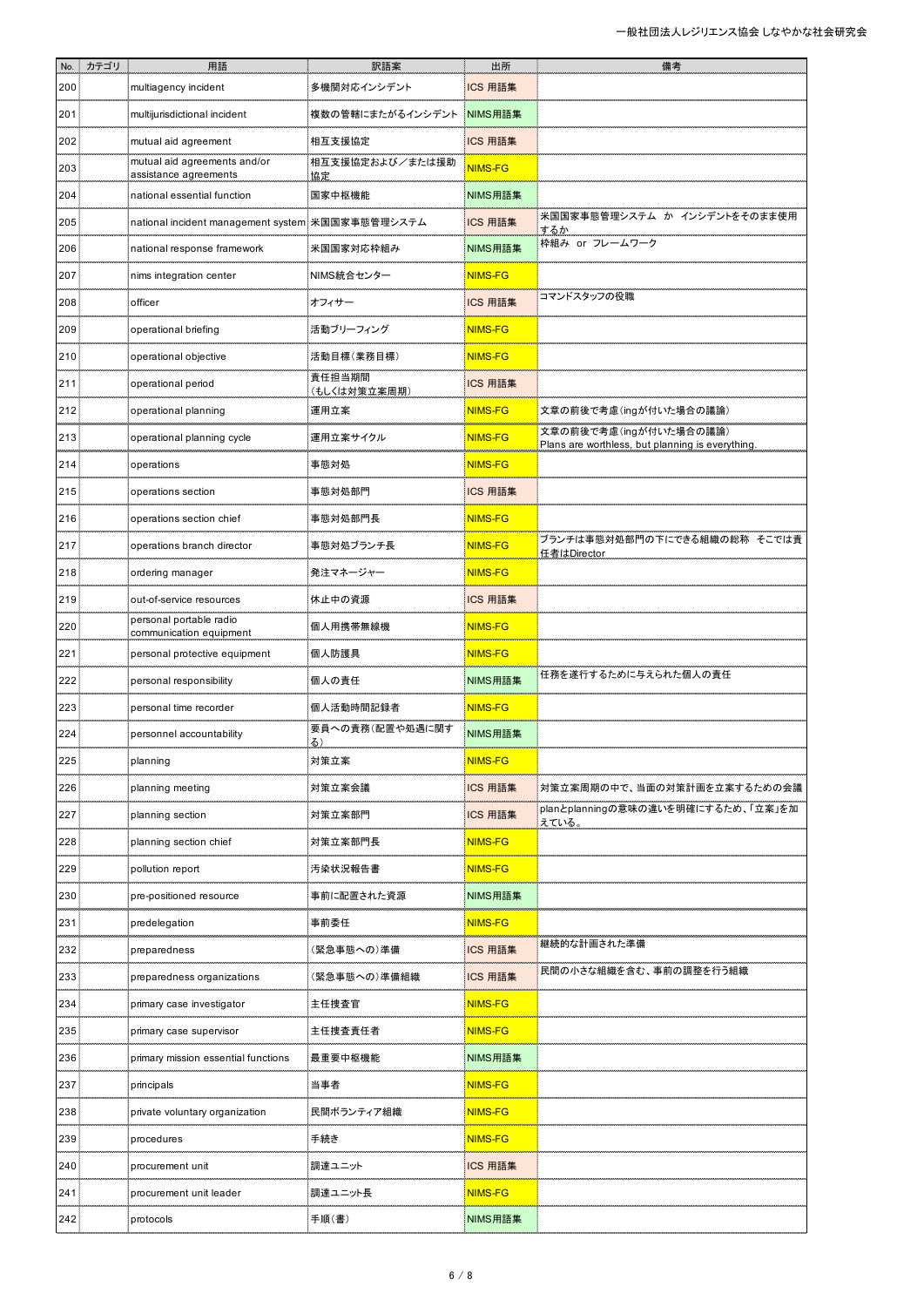| No. | カテゴリ | 用語 | 訳語案 | 出所 | 備考 |
|---|---|---|---|---|---|
| 200 | | multiagency incident | 多機関対応インシデント | ICS 用語集 | |
| 201 | | multijurisdictional incident | 複数の管轄にまたがるインシデント | NIMS用語集 | |
| 202 | | mutual aid agreement | 相互支援協定 | ICS 用語集 | |
| 203 | | mutual aid agreements and/or assistance agreements | 相互支援協定および／または援助協定 | NIMS-FG | |
| 204 | | national essential function | 国家中枢機能 | NIMS用語集 | |
| 205 | | national incident management system | 米国国家事態管理システム | ICS 用語集 | 米国国家事態管理システム か インシデントをそのまま使用するか |
| 206 | | national response framework | 米国国家対応枠組み | NIMS用語集 | 枠組み or フレームワーク |
| 207 | | nims integration center | NIMS統合センター | NIMS-FG | |
| 208 | | officer | オフィサー | ICS 用語集 | コマンドスタッフの役職 |
| 209 | | operational briefing | 活動ブリーフィング | NIMS-FG | |
| 210 | | operational objective | 活動目標（業務目標） | NIMS-FG | |
| 211 | | operational period | 責任担当期間（もしくは対策立案周期） | ICS 用語集 | |
| 212 | | operational planning | 運用立案 | NIMS-FG | 文章の前後で考慮（ingが付いた場合の議論） |
| 213 | | operational planning cycle | 運用立案サイクル | NIMS-FG | 文章の前後で考慮（ingが付いた場合の議論） Plans are worthless, but planning is everything. |
| 214 | | operations | 事態対処 | NIMS-FG | |
| 215 | | operations section | 事態対処部門 | ICS 用語集 | |
| 216 | | operations section chief | 事態対処部門長 | NIMS-FG | |
| 217 | | operations branch director | 事態対処ブランチ長 | NIMS-FG | ブランチは事態対処部門の下にできる組織の総称 そこでは責任者はDirector |
| 218 | | ordering manager | 発注マネージャー | NIMS-FG | |
| 219 | | out-of-service resources | 休止中の資源 | ICS 用語集 | |
| 220 | | personal portable radio communication equipment | 個人用携帯無線機 | NIMS-FG | |
| 221 | | personal protective equipment | 個人防護具 | NIMS-FG | |
| 222 | | personal responsibility | 個人の責任 | NIMS用語集 | 任務を遂行するために与えられた個人の責任 |
| 223 | | personal time recorder | 個人活動時間記録者 | NIMS-FG | |
| 224 | | personnel accountability | 要員への責務（配置や処遇に関する） | NIMS用語集 | |
| 225 | | planning | 対策立案 | NIMS-FG | |
| 226 | | planning meeting | 対策立案会議 | ICS 用語集 | 対策立案周期の中で、当面の対策計画を立案するための会議 |
| 227 | | planning section | 対策立案部門 | ICS 用語集 | planとplanningの意味の違いを明確にするため、｢立案｣を加えている。 |
| 228 | | planning section chief | 対策立案部門長 | NIMS-FG | |
| 229 | | pollution report | 汚染状況報告書 | NIMS-FG | |
| 230 | | pre-positioned resource | 事前に配置された資源 | NIMS用語集 | |
| 231 | | predelegation | 事前委任 | NIMS-FG | |
| 232 | | preparedness | （緊急事態への）準備 | ICS 用語集 | 継続的な計画された準備 |
| 233 | | preparedness organizations | （緊急事態への）準備組織 | ICS 用語集 | 民間の小さな組織を含む、事前の調整を行う組織 |
| 234 | | primary case investigator | 主任捜査官 | NIMS-FG | |
| 235 | | primary case supervisor | 主任捜査責任者 | NIMS-FG | |
| 236 | | primary mission essential functions | 最重要中枢機能 | NIMS用語集 | |
| 237 | | principals | 当事者 | NIMS-FG | |
| 238 | | private voluntary organization | 民間ボランティア組織 | NIMS-FG | |
| 239 | | procedures | 手続き | NIMS-FG | |
| 240 | | procurement unit | 調達ユニット | ICS 用語集 | |
| 241 | | procurement unit leader | 調達ユニット長 | NIMS-FG | |
| 242 | | protocols | 手順（書） | NIMS用語集 | |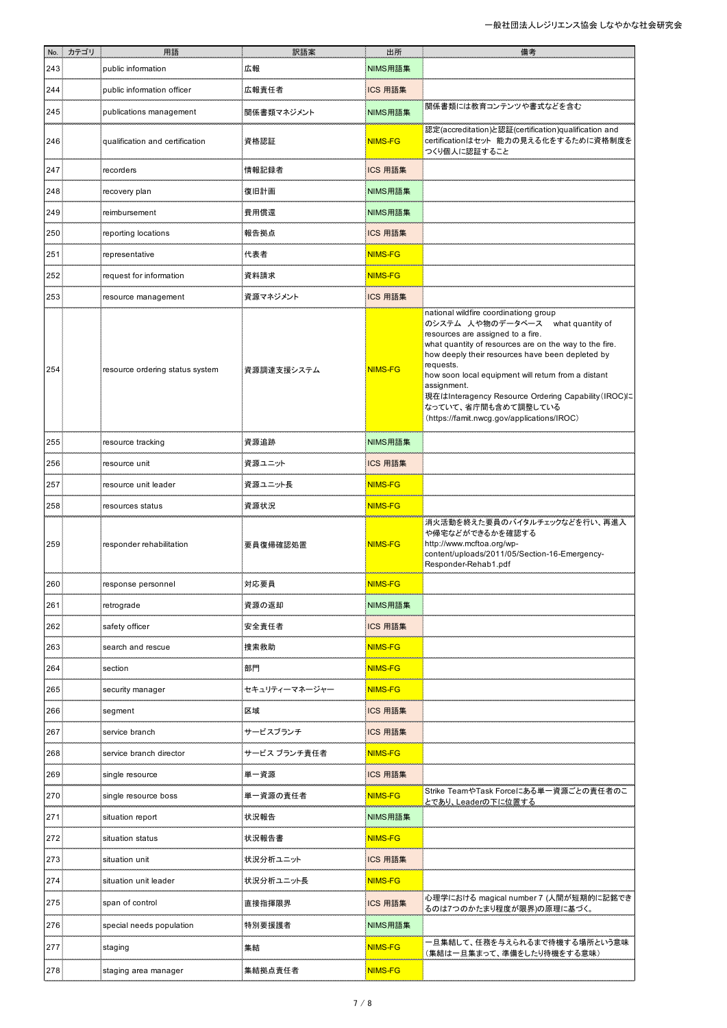| No. | カテゴリ | 用語 | 訳語案 | 出所 | 備考 |
|---|---|---|---|---|---|
| 243 | | public information | 広報 | NIMS用語集 | |
| 244 | | public information officer | 広報責任者 | ICS 用語集 | |
| 245 | | publications management | 関係書類マネジメント | NIMS用語集 | 関係書類には教育コンテンツや書式などを含む |
| 246 | | qualification and certification | 資格認証 | NIMS-FG | 認定(accreditation)と認証(certification)qualification and certificationはセット 能力の見える化をするために資格制度をつくり個人に認証すること |
| 247 | | recorders | 情報記録者 | ICS 用語集 | |
| 248 | | recovery plan | 復旧計画 | NIMS用語集 | |
| 249 | | reimbursement | 費用償還 | NIMS用語集 | |
| 250 | | reporting locations | 報告拠点 | ICS 用語集 | |
| 251 | | representative | 代表者 | NIMS-FG | |
| 252 | | request for information | 資料請求 | NIMS-FG | |
| 253 | | resource management | 資源マネジメント | ICS 用語集 | |
| 254 | | resource ordering status system | 資源調達支援システム | NIMS-FG | national wildfire coordinationg group のシステム 人や物のデータベース what quantity of resources are assigned to a fire. what quantity of resources are on the way to the fire. how deeply their resources have been depleted by requests. how soon local equipment will return from a distant assignment. 現在はInteragency Resource Ordering Capability(IROC)になっていて、省庁間も含めて調整している（https://famit.nwcg.gov/applications/IROC） |
| 255 | | resource tracking | 資源追跡 | NIMS用語集 | |
| 256 | | resource unit | 資源ユニット | ICS 用語集 | |
| 257 | | resource unit leader | 資源ユニット長 | NIMS-FG | |
| 258 | | resources status | 資源状況 | NIMS-FG | |
| 259 | | responder rehabilitation | 要員復帰確認処置 | NIMS-FG | 消火活動を終えた要員のバイタルチェックなどを行い、再進入や帰宅などができるかを確認する http://www.mcftoa.org/wp-content/uploads/2011/05/Section-16-Emergency-Responder-Rehab1.pdf |
| 260 | | response personnel | 対応要員 | NIMS-FG | |
| 261 | | retrograde | 資源の返却 | NIMS用語集 | |
| 262 | | safety officer | 安全責任者 | ICS 用語集 | |
| 263 | | search and rescue | 捜索救助 | NIMS-FG | |
| 264 | | section | 部門 | NIMS-FG | |
| 265 | | security manager | セキュリティーマネージャー | NIMS-FG | |
| 266 | | segment | 区域 | ICS 用語集 | |
| 267 | | service branch | サービスブランチ | ICS 用語集 | |
| 268 | | service branch director | サービス ブランチ責任者 | NIMS-FG | |
| 269 | | single resource | 単一資源 | ICS 用語集 | |
| 270 | | single resource boss | 単一資源の責任者 | NIMS-FG | Strike TeamやTask Forceにある単一資源ごとの責任者のことであり、Leaderの下に位置する |
| 271 | | situation report | 状況報告 | NIMS用語集 | |
| 272 | | situation status | 状況報告書 | NIMS-FG | |
| 273 | | situation unit | 状況分析ユニット | ICS 用語集 | |
| 274 | | situation unit leader | 状況分析ユニット長 | NIMS-FG | |
| 275 | | span of control | 直接指揮限界 | ICS 用語集 | 心理学における magical number 7 (人間が短期的に記銘できるのは7つのかたまり程度が限界)の原理に基づく。 |
| 276 | | special needs population | 特別要援護者 | NIMS用語集 | |
| 277 | | staging | 集結 | NIMS-FG | 一旦集結して、任務を与えられるまで待機する場所という意味（集結は一旦集まって、準備をしたり待機をする意味） |
| 278 | | staging area manager | 集結拠点責任者 | NIMS-FG | |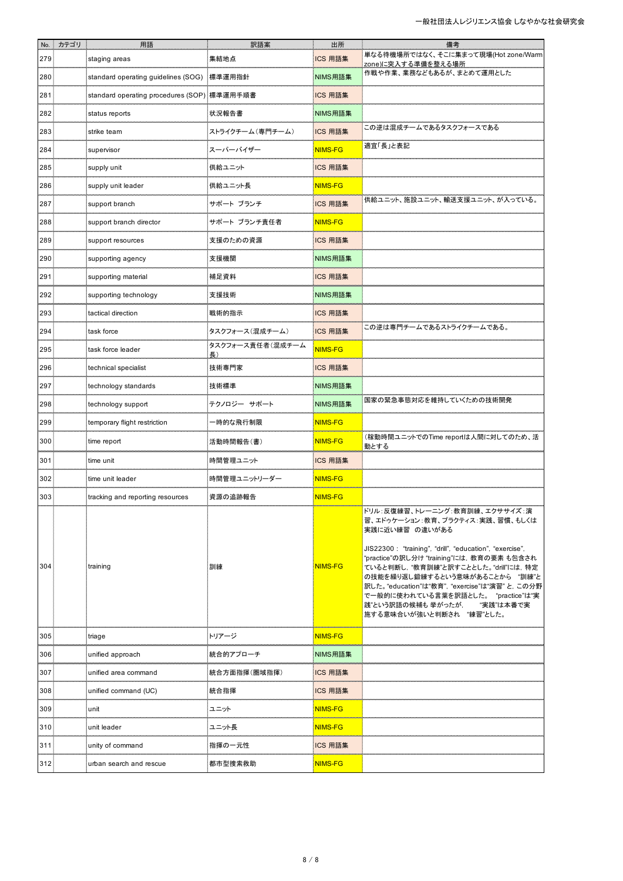| No. | カテゴリ | 用語 | 訳語案 | 出所 | 備考 |
|---|---|---|---|---|---|
| 279 | | staging areas | 集結地点 | ICS 用語集 | 単なる待機場所ではなく、そこに集まって現場(Hot zone/Warm zone)に突入する準備を整える場所 |
| 280 | | standard operating guidelines (SOG) | 標準運用指針 | NIMS用語集 | 作戦や作業、業務などもあるが、まとめて運用とした |
| 281 | | standard operating procedures (SOP) | 標準運用手順書 | ICS 用語集 | |
| 282 | | status reports | 状況報告書 | NIMS用語集 | |
| 283 | | strike team | ストライクチーム（専門チーム） | ICS 用語集 | この逆は混成チームであるタスクフォースである |
| 284 | | supervisor | スーパーバイザー | NIMS-FG | 適宜「長」と表記 |
| 285 | | supply unit | 供給ユニット | ICS 用語集 | |
| 286 | | supply unit leader | 供給ユニット長 | NIMS-FG | |
| 287 | | support branch | サポート ブランチ | ICS 用語集 | 供給ユニット、施設ユニット、輸送支援ユニット、が入っている。 |
| 288 | | support branch director | サポート ブランチ責任者 | NIMS-FG | |
| 289 | | support resources | 支援のための資源 | ICS 用語集 | |
| 290 | | supporting agency | 支援機関 | NIMS用語集 | |
| 291 | | supporting material | 補足資料 | ICS 用語集 | |
| 292 | | supporting technology | 支援技術 | NIMS用語集 | |
| 293 | | tactical direction | 戦術的指示 | ICS 用語集 | |
| 294 | | task force | タスクフォース（混成チーム） | ICS 用語集 | この逆は専門チームであるストライクチームである。 |
| 295 | | task force leader | タスクフォース責任者（混成チーム長） | NIMS-FG | |
| 296 | | technical specialist | 技術専門家 | ICS 用語集 | |
| 297 | | technology standards | 技術標準 | NIMS用語集 | |
| 298 | | technology support | テクノロジー サポート | NIMS用語集 | 国家の緊急事態対応を維持していくための技術開発 |
| 299 | | temporary flight restriction | 一時的な飛行制限 | NIMS-FG | |
| 300 | | time report | 活動時間報告（書） | NIMS-FG | （稼動時間ユニットでのTime reportは人間に対してのため、活動とする |
| 301 | | time unit | 時間管理ユニット | ICS 用語集 | |
| 302 | | time unit leader | 時間管理ユニットリーダー | NIMS-FG | |
| 303 | | tracking and reporting resources | 資源の追跡報告 | NIMS-FG | |
| 304 | | training | 訓練 | NIMS-FG | ドリル：反復練習、トレーニング：教育訓練、エクササイズ：演習、エドゥケーション：教育、プラクティス：実践、習慣、もしくは実践に近い練習　の違いがある<br><br>JIS22300： "training", "drill", "education", "exercise", "practice"の訳し分け "training"には，教育の要素 も包含されていると判断し，"教育訓練"と訳すこととした。"drill"には，特定の技能を繰り返し鍛錬するという意味があることから　"訓練"と訳した。"education"は"教育"，"exercise"は"演習" と，この分野で一般的に使われている言葉を訳語とした。　"practice"は"実践"という訳語の候補も 挙がったが，　　"実践"は本番で実施する意味合いが強いと判断され　"練習"とした。 |
| 305 | | triage | トリアージ | NIMS-FG | |
| 306 | | unified approach | 統合的アプローチ | NIMS用語集 | |
| 307 | | unified area command | 統合方面指揮（圏域指揮） | ICS 用語集 | |
| 308 | | unified command (UC) | 統合指揮 | ICS 用語集 | |
| 309 | | unit | ユニット | NIMS-FG | |
| 310 | | unit leader | ユニット長 | NIMS-FG | |
| 311 | | unity of command | 指揮の一元性 | ICS 用語集 | |
| 312 | | urban search and rescue | 都市型捜索救助 | NIMS-FG | |